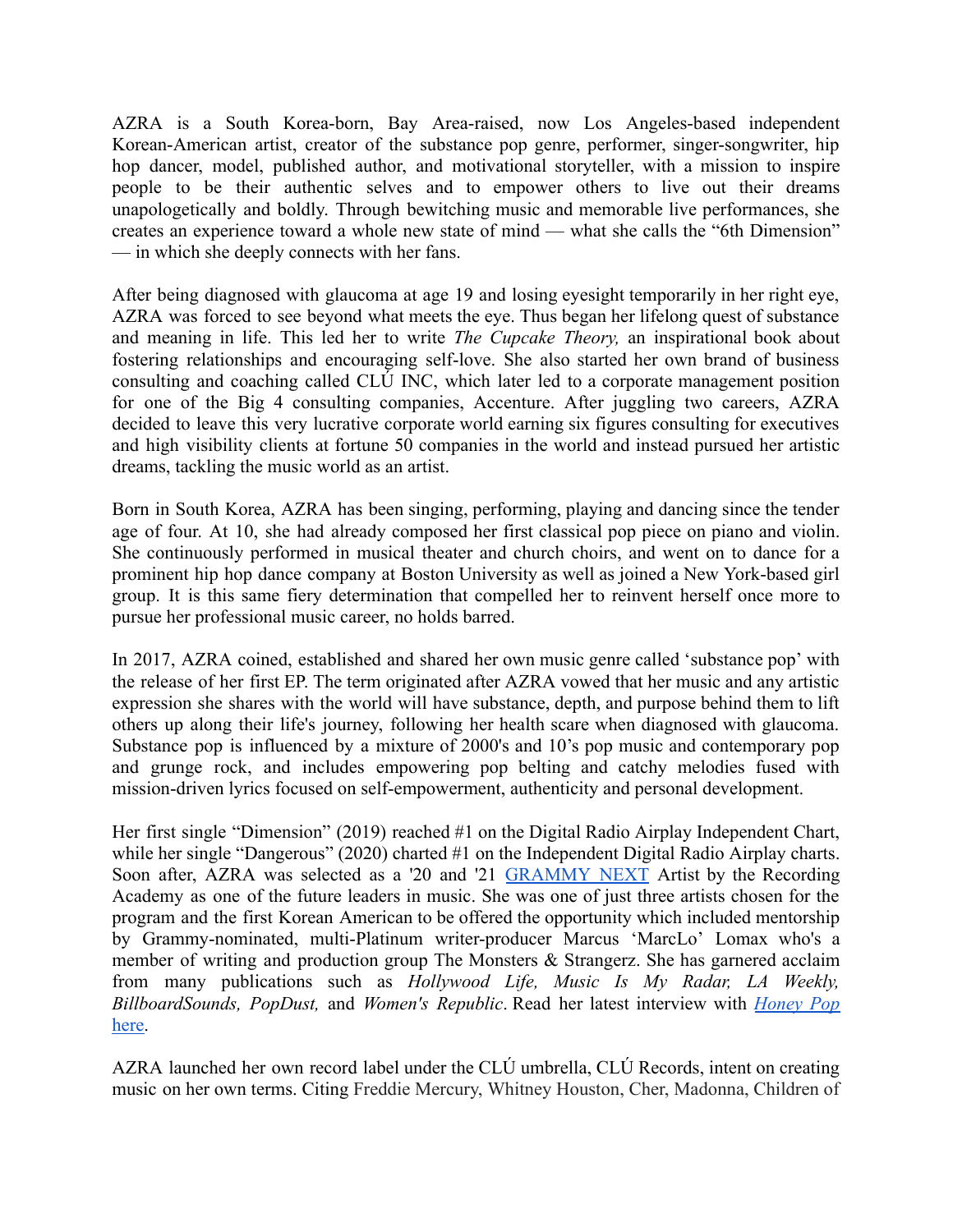AZRA is a South Korea-born, Bay Area-raised, now Los Angeles-based independent Korean-American artist, creator of the substance pop genre, performer, singer-songwriter, hip hop dancer, model, published author, and motivational storyteller, with a mission to inspire people to be their authentic selves and to empower others to live out their dreams unapologetically and boldly. Through bewitching music and memorable live performances, she creates an experience toward a whole new state of mind — what she calls the "6th Dimension" — in which she deeply connects with her fans.

After being diagnosed with glaucoma at age 19 and losing eyesight temporarily in her right eye, AZRA was forced to see beyond what meets the eye. Thus began her lifelong quest of substance and meaning in life. This led her to write *The Cupcake Theory,* an inspirational book about fostering relationships and encouraging self-love. She also started her own brand of business consulting and coaching called CLÚ INC, which later led to a corporate management position for one of the Big 4 consulting companies, Accenture. After juggling two careers, AZRA decided to leave this very lucrative corporate world earning six figures consulting for executives and high visibility clients at fortune 50 companies in the world and instead pursued her artistic dreams, tackling the music world as an artist.

Born in South Korea, AZRA has been singing, performing, playing and dancing since the tender age of four. At 10, she had already composed her first classical pop piece on piano and violin. She continuously performed in musical theater and church choirs, and went on to dance for a prominent hip hop dance company at Boston University as well as joined a New York-based girl group. It is this same fiery determination that compelled her to reinvent herself once more to pursue her professional music career, no holds barred.

In 2017, AZRA coined, established and shared her own music genre called 'substance pop' with the release of her first EP. The term originated after AZRA vowed that her music and any artistic expression she shares with the world will have substance, depth, and purpose behind them to lift others up along their life's journey, following her health scare when diagnosed with glaucoma. Substance pop is influenced by a mixture of 2000's and 10's pop music and contemporary pop and grunge rock, and includes empowering pop belting and catchy melodies fused with mission-driven lyrics focused on self-empowerment, authenticity and personal development.

Her first single "Dimension" (2019) reached #1 on the Digital Radio Airplay Independent Chart, while her single "Dangerous" (2020) charted #1 on the Independent Digital Radio Airplay charts. Soon after, AZRA was selected as a '20 and '21 GRAMMY NEXT Artist by the Recording Academy as one of the future leaders in music. She was one of just three artists chosen for the program and the first Korean American to be offered the opportunity which included mentorship by Grammy-nominated, multi-Platinum writer-producer Marcus 'MarcLo' Lomax who's a member of writing and production group The Monsters & Strangerz. She has garnered acclaim from many publications such as *Hollywood Life, Music Is My Radar, LA Weekly, BillboardSounds, PopDust,* and *Women's Republic*. Read her latest interview with *Honey Pop* here.

AZRA launched her own record label under the CLÚ umbrella, CLÚ Records, intent on creating music on her own terms. Citing Freddie Mercury, Whitney Houston, Cher, Madonna, Children of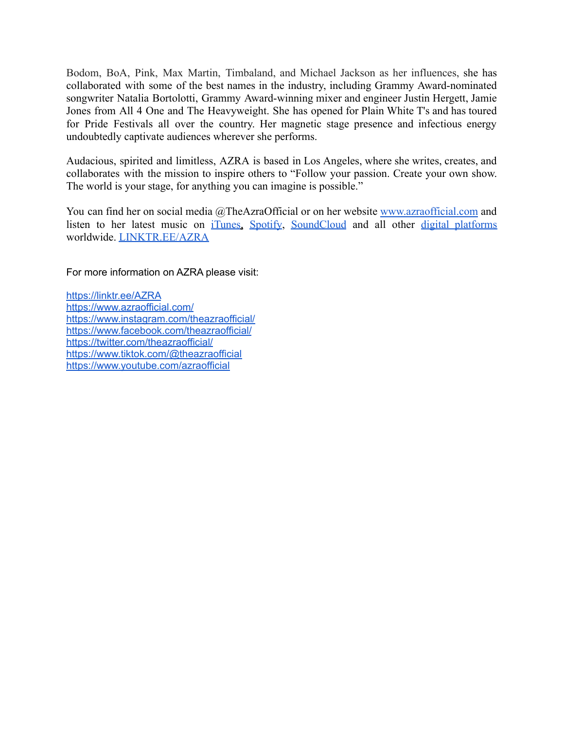Bodom, BoA, Pink, Max Martin, Timbaland, and Michael Jackson as her influences, she has collaborated with some of the best names in the industry, including Grammy Award-nominated songwriter Natalia Bortolotti, Grammy Award-winning mixer and engineer Justin Hergett, Jamie Jones from All 4 One and The Heavyweight. She has opened for Plain White T's and has toured for Pride Festivals all over the country. Her magnetic stage presence and infectious energy undoubtedly captivate audiences wherever she performs.

Audacious, spirited and limitless, AZRA is based in Los Angeles, where she writes, creates, and collaborates with the mission to inspire others to "Follow your passion. Create your own show. The world is your stage, for anything you can imagine is possible."

You can find her on social media @TheAzraOfficial or on her website [www.azraofficial.com](www.azraofficial.com) and listen to her latest music on [iTunes](), [Spotify](), [SoundCloud]() and all other [digital platforms]() worldwide. [LINKTR.EE/AZRA]()

For more information on AZRA please visit:

https://linktr.ee/AZRA
https://www.azraofficial.com/
https://www.instagram.com/theazraofficial/
https://www.facebook.com/theazraofficial/
https://twitter.com/theazraofficial/
https://www.tiktok.com/@theazraofficial
https://www.youtube.com/azraofficial